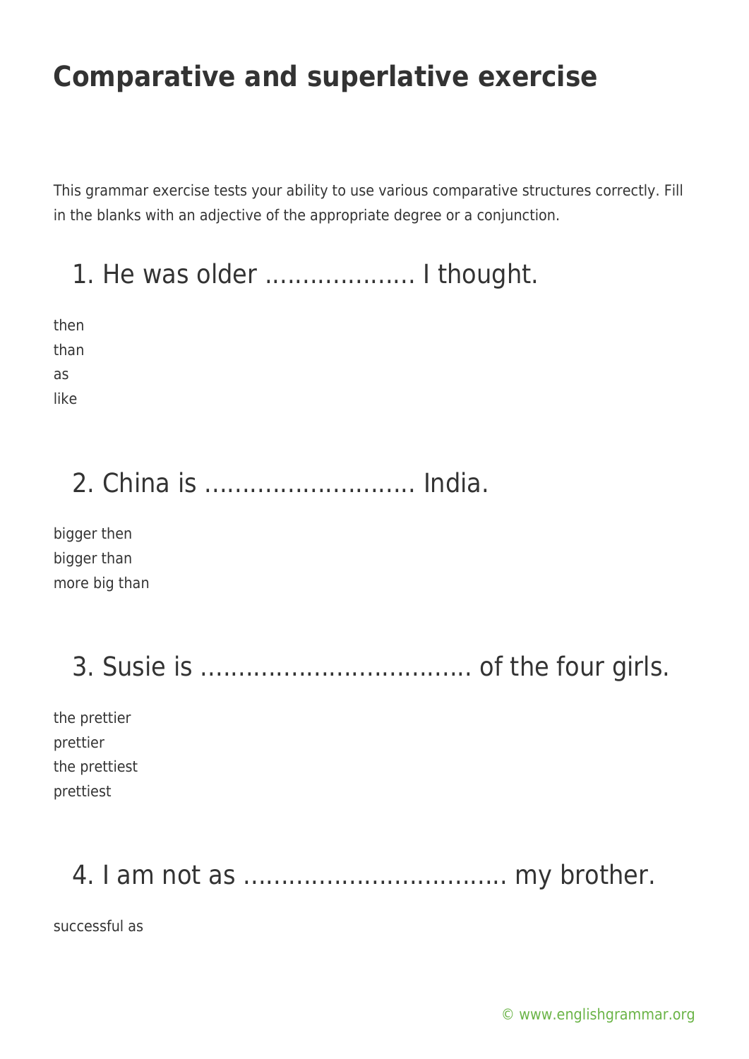# Comparative and superlative exercise

This grammar exercise tests your ability to use various comparative structures correctly. Fill in the blanks with an adjective of the appropriate degree or a conjunction.

## 1. He was older .................... I thought.

then
than
as
like

## 2. China is ............................ India.

bigger then
bigger than
more big than

## 3. Susie is .................................... of the four girls.

the prettier
prettier
the prettiest
prettiest

## 4. I am not as ................................... my brother.

successful as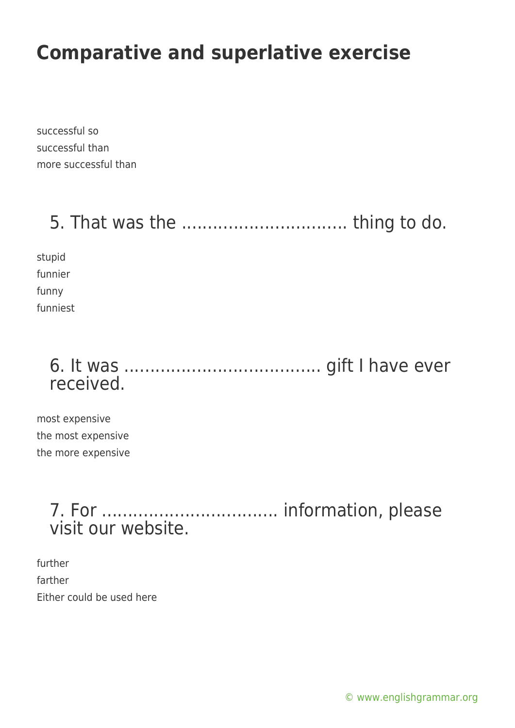# Comparative and superlative exercise

successful so
successful than
more successful than

## 5. That was the ................................ thing to do.

stupid
funnier
funny
funniest

## 6. It was ..................................... gift I have ever received.

most expensive
the most expensive
the more expensive

## 7. For .................................. information, please visit our website.

further
farther
Either could be used here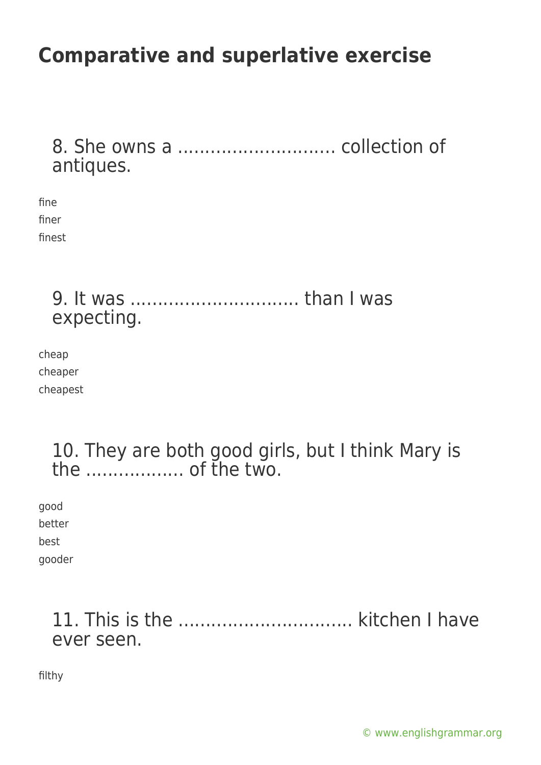# Comparative and superlative exercise

8. She owns a ............................. collection of antiques.

fine
finer
finest

9. It was ............................... than I was expecting.

cheap
cheaper
cheapest

10. They are both good girls, but I think Mary is the .................. of the two.

good
better
best
gooder

11. This is the ................................ kitchen I have ever seen.

filthy

© www.englishgrammar.org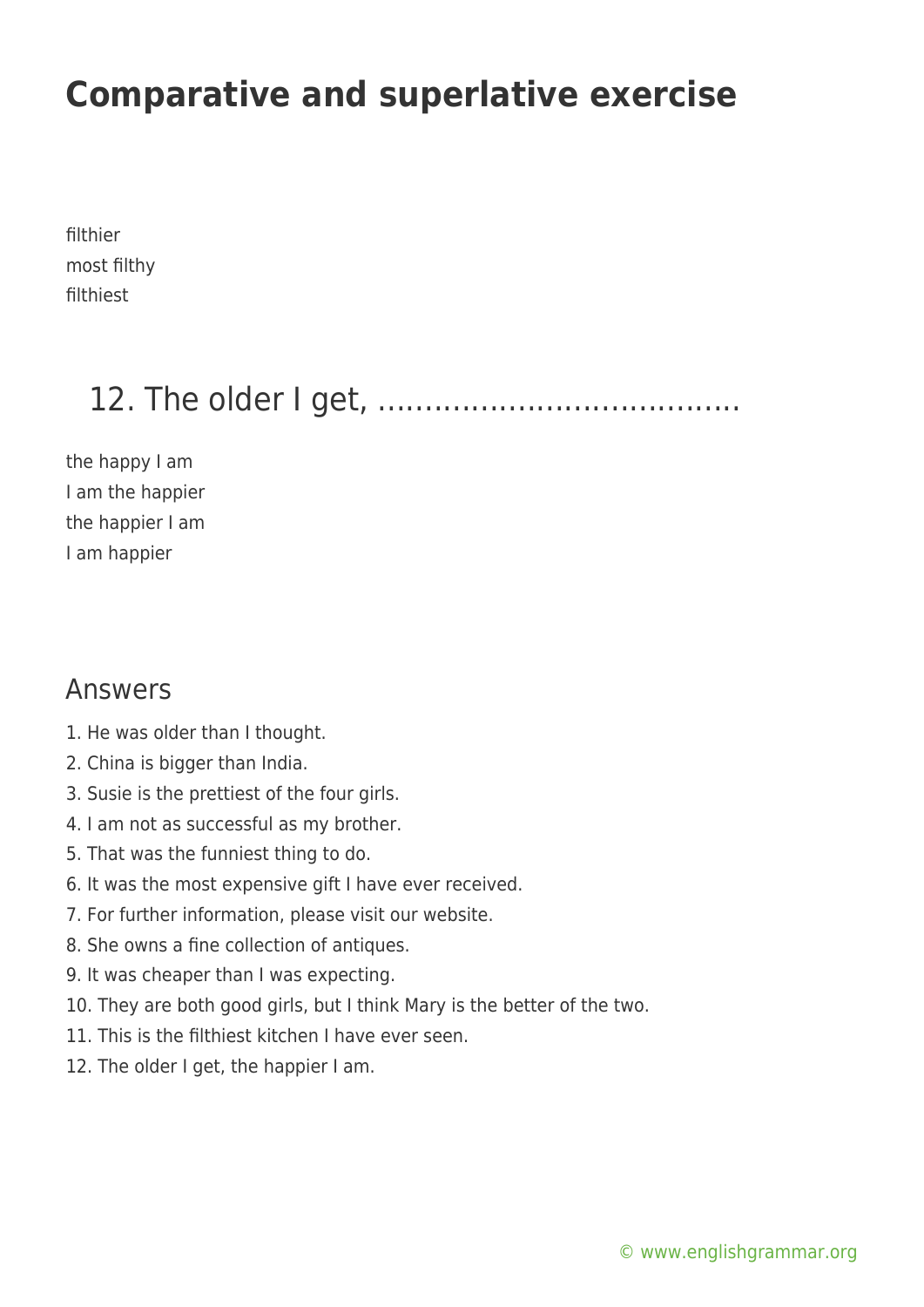# Comparative and superlative exercise

filthier
most filthy
filthiest

## 12. The older I get, ......................................

the happy I am
I am the happier
the happier I am
I am happier

## Answers

1. He was older than I thought.
2. China is bigger than India.
3. Susie is the prettiest of the four girls.
4. I am not as successful as my brother.
5. That was the funniest thing to do.
6. It was the most expensive gift I have ever received.
7. For further information, please visit our website.
8. She owns a fine collection of antiques.
9. It was cheaper than I was expecting.
10. They are both good girls, but I think Mary is the better of the two.
11. This is the filthiest kitchen I have ever seen.
12. The older I get, the happier I am.